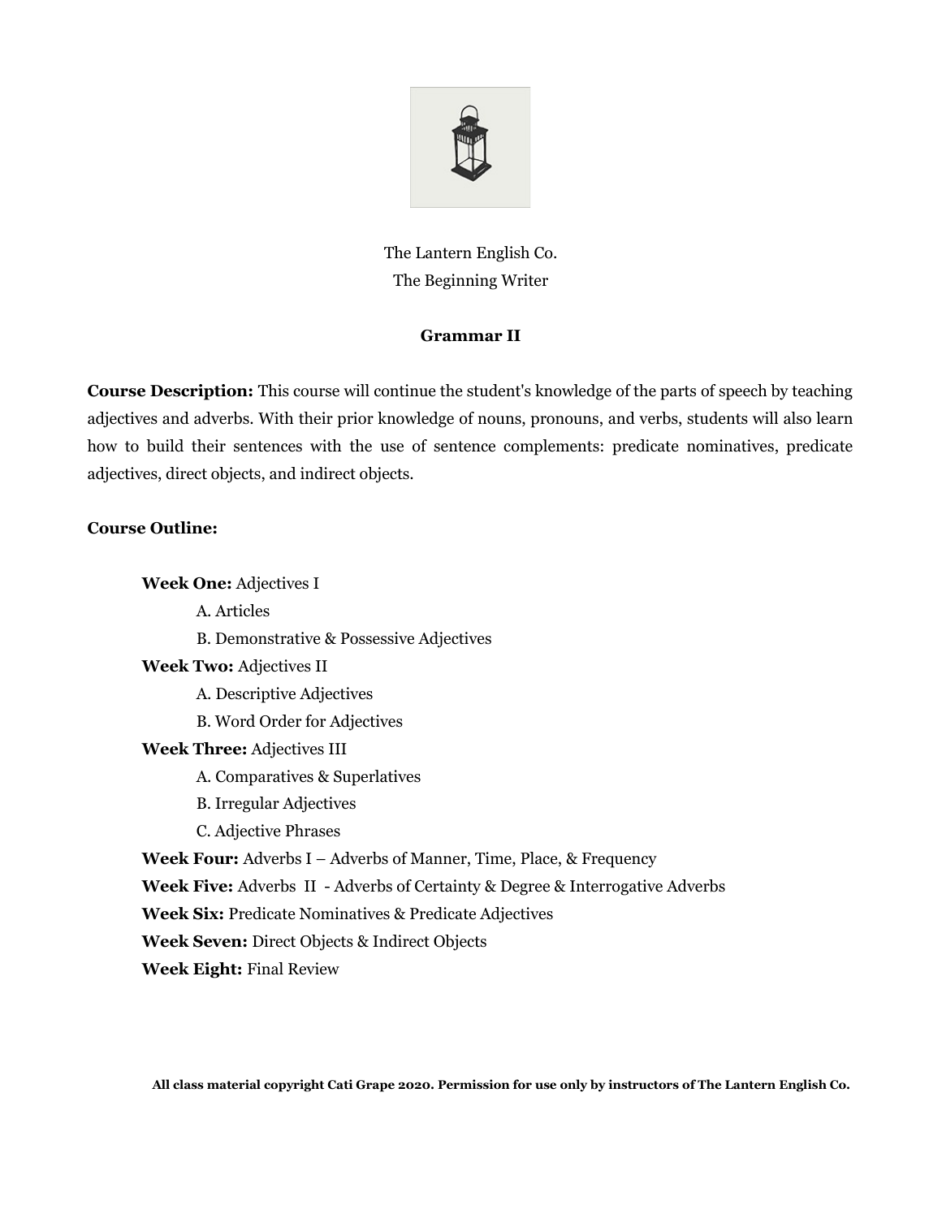The Lantern English Co.
The Beginning Writer

## Grammar II

**Course Description:** This course will continue the student's knowledge of the parts of speech by teaching adjectives and adverbs. With their prior knowledge of nouns, pronouns, and verbs, students will also learn how to build their sentences with the use of sentence complements: predicate nominatives, predicate adjectives, direct objects, and indirect objects.

**Course Outline:**

- **Week One:** Adjectives I
  - A. Articles
  - B. Demonstrative & Possessive Adjectives
- **Week Two:** Adjectives II
  - A. Descriptive Adjectives
  - B. Word Order for Adjectives
- **Week Three:** Adjectives III
  - A. Comparatives & Superlatives
  - B. Irregular Adjectives
  - C. Adjective Phrases
- **Week Four:** Adverbs I – Adverbs of Manner, Time, Place, & Frequency
- **Week Five:** Adverbs II - Adverbs of Certainty & Degree & Interrogative Adverbs
- **Week Six:** Predicate Nominatives & Predicate Adjectives
- **Week Seven:** Direct Objects & Indirect Objects
- **Week Eight:** Final Review

**All class material copyright Cati Grape 2020. Permission for use only by instructors of The Lantern English Co.**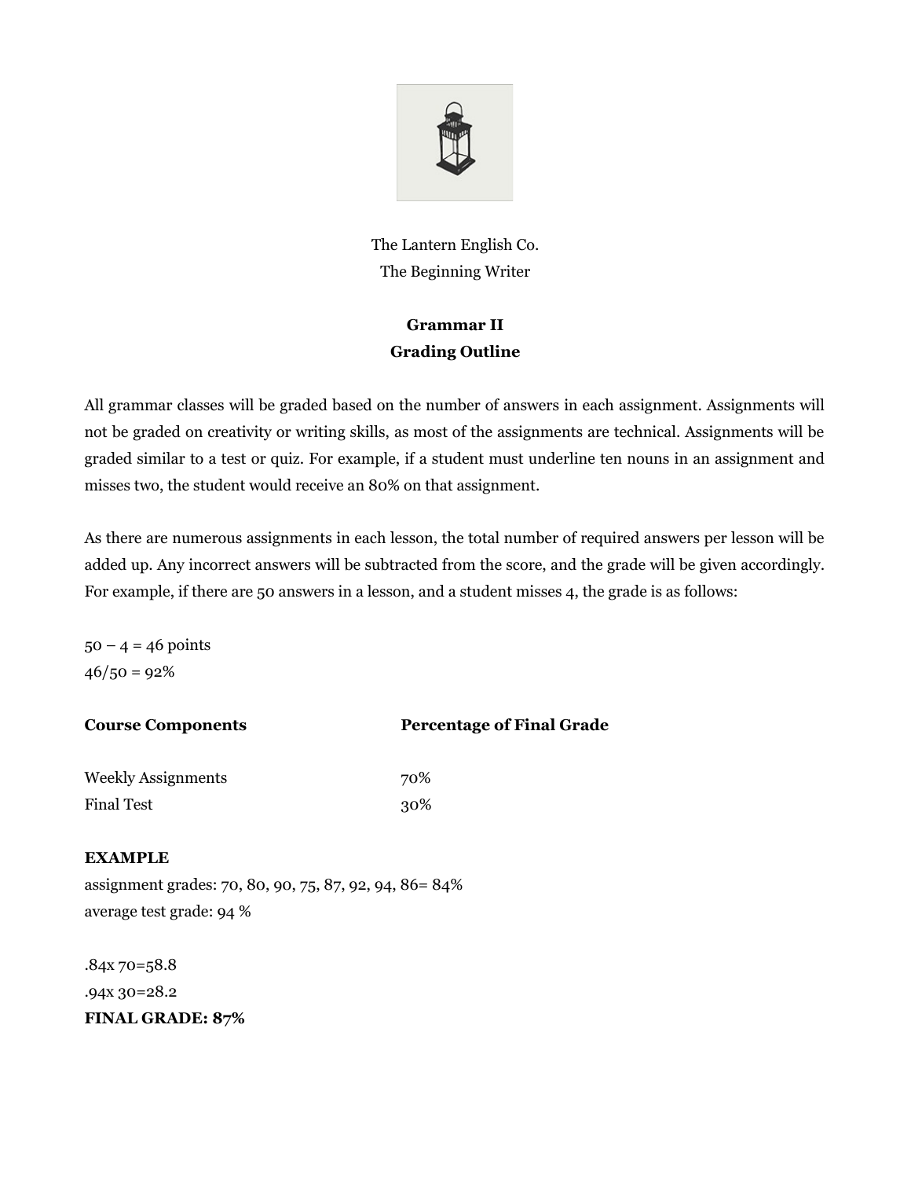The Lantern English Co.
The Beginning Writer

## Grammar II
## Grading Outline

All grammar classes will be graded based on the number of answers in each assignment. Assignments will not be graded on creativity or writing skills, as most of the assignments are technical. Assignments will be graded similar to a test or quiz. For example, if a student must underline ten nouns in an assignment and misses two, the student would receive an 80% on that assignment.

As there are numerous assignments in each lesson, the total number of required answers per lesson will be added up. Any incorrect answers will be subtracted from the score, and the grade will be given accordingly. For example, if there are 50 answers in a lesson, and a student misses 4, the grade is as follows:

50 – 4 = 46 points
46/50 = 92%

| **Course Components** | **Percentage of Final Grade** |
|---|---|
| Weekly Assignments | 70% |
| Final Test | 30% |

**EXAMPLE**
assignment grades: 70, 80, 90, 75, 87, 92, 94, 86= 84%
average test grade: 94 %

.84x 70=58.8
.94x 30=28.2
**FINAL GRADE: 87%**